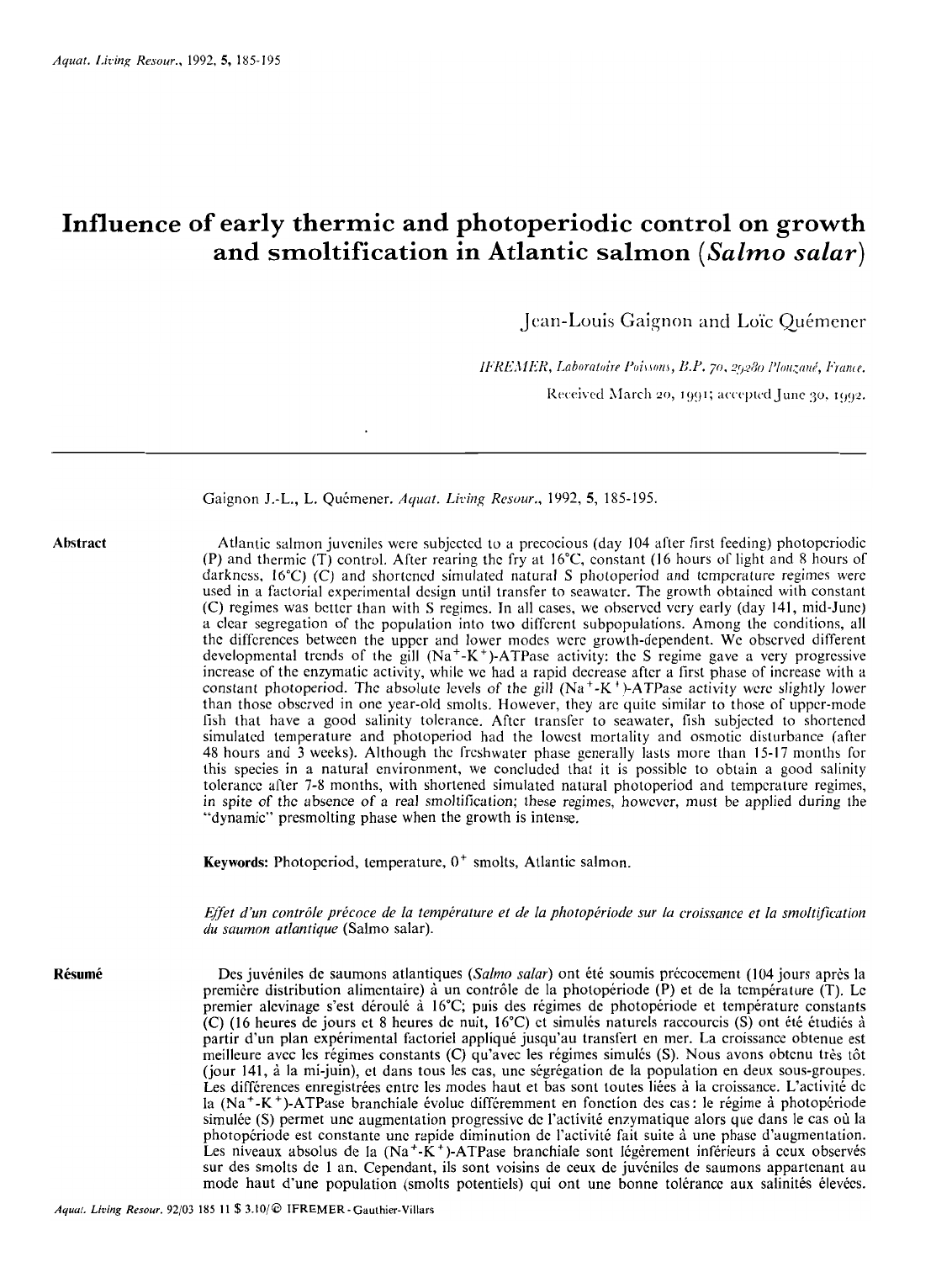# Influence of early thermic and photoperiodic control on growth and smoltification in Atlantic salmon (*Salmo salar*)

Jean-Louis Gaignon and Loïc Quémener

*IFREMER, Laboratoire Poissons, B.P. 70, 29280 Plouzané, France.*

Received March 20, 1991; accepted June 30, 1992.

Gaignon J.-L., L. Quémener. *Aquat. Living Resour.*, 1992, **5**, 185-195.

**Abstract**

Atlantic salmon juveniles were subjected to a precocious (day 104 after first feeding) photoperiodic (P) and thermic (T) control. After rearing the fry at 16°C, constant (16 hours of light and 8 hours of darkness, 16°C) (C) and shortened simulated natural S photoperiod and temperature regimes were used in a factorial experimental design until transfer to seawater. The growth obtained with constant (C) regimes was better than with S regimes. In all cases, we observed very early (day 141, mid-June) a clear segregation of the population into two different subpopulations. Among the conditions, all the differences between the upper and lower modes were growth-dependent. We observed different developmental trends of the gill ($Na^+$-$K^+$)-ATPase activity: the S regime gave a very progressive increase of the enzymatic activity, while we had a rapid decrease after a first phase of increase with a constant photoperiod. The absolute levels of the gill ($Na^+$-$K^+$)-ATPase activity were slightly lower than those observed in one year-old smolts. However, they are quite similar to those of upper-mode fish that have a good salinity tolerance. After transfer to seawater, fish subjected to shortened simulated temperature and photoperiod had the lowest mortality and osmotic disturbance (after 48 hours and 3 weeks). Although the freshwater phase generally lasts more than 15-17 months for this species in a natural environment, we concluded that it is possible to obtain a good salinity tolerance after 7-8 months, with shortened simulated natural photoperiod and temperature regimes, in spite of the absence of a real smoltification; these regimes, however, must be applied during the "dynamic" presmolting phase when the growth is intense.

**Keywords:** Photoperiod, temperature, $0^+$ smolts, Atlantic salmon.

*Effet d'un contrôle précoce de la température et de la photopériode sur la croissance et la smoltification du saumon atlantique* (Salmo salar).

**Résumé**

Des juvéniles de saumons atlantiques (*Salmo salar*) ont été soumis précocement (104 jours après la première distribution alimentaire) à un contrôle de la photopériode (P) et de la température (T). Le premier alevinage s'est déroulé à 16°C; puis des régimes de photopériode et température constants (C) (16 heures de jours et 8 heures de nuit, 16°C) et simulés naturels raccourcis (S) ont été étudiés à partir d'un plan expérimental factoriel appliqué jusqu'au transfert en mer. La croissance obtenue est meilleure avec les régimes constants (C) qu'avec les régimes simulés (S). Nous avons obtenu très tôt (jour 141, à la mi-juin), et dans tous les cas, une ségrégation de la population en deux sous-groupes. Les différences enregistrées entre les modes haut et bas sont toutes liées à la croissance. L'activité de la ($Na^+$-$K^+$)-ATPase branchiale évolue différemment en fonction des cas : le régime à photopériode simulée (S) permet une augmentation progressive de l'activité enzymatique alors que dans le cas où la photopériode est constante une rapide diminution de l'activité fait suite à une phase d'augmentation. Les niveaux absolus de la ($Na^+$-$K^+$)-ATPase branchiale sont légèrement inférieurs à ceux observés sur des smolts de 1 an. Cependant, ils sont voisins de ceux de juvéniles de saumons appartenant au mode haut d'une population (smolts potentiels) qui ont une bonne tolérance aux salinités élevées.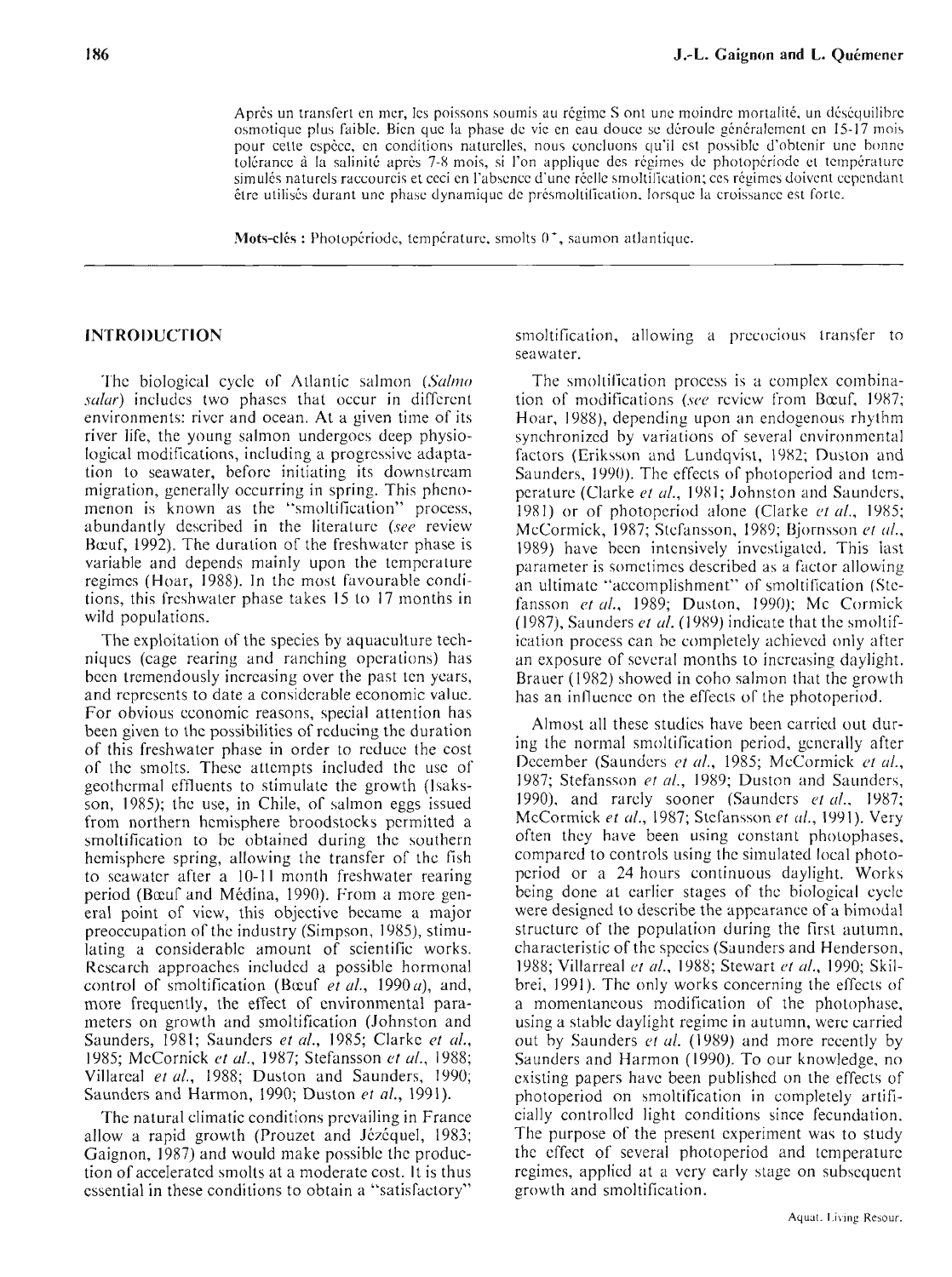Après un transfert en mer, les poissons soumis au régime S ont une moindre mortalité, un déséquilibre osmotique plus faible. Bien que la phase de vie en eau douce se déroule généralement en 15-17 mois pour cette espèce, en conditions naturelles, nous concluons qu'il est possible d'obtenir une bonne tolérance à la salinité après 7-8 mois, si l'on applique des régimes de photopériode et température simulés naturels raccourcis et ceci en l'absence d'une réelle smoltification; ces régimes doivent cependant être utilisés durant une phase dynamique de présmoltification, lorsque la croissance est forte.

**Mots-clés :** Photopériode, température, smolts 0+, saumon atlantique.

## INTRODUCTION

The biological cycle of Atlantic salmon (*Salmo salar*) includes two phases that occur in different environments: river and ocean. At a given time of its river life, the young salmon undergoes deep physiological modifications, including a progressive adaptation to seawater, before initiating its downstream migration, generally occurring in spring. This phenomenon is known as the "smoltification" process, abundantly described in the literature (*see* review Bœuf, 1992). The duration of the freshwater phase is variable and depends mainly upon the temperature regimes (Hoar, 1988). In the most favourable conditions, this freshwater phase takes 15 to 17 months in wild populations.

The exploitation of the species by aquaculture techniques (cage rearing and ranching operations) has been tremendously increasing over the past ten years, and represents to date a considerable economic value. For obvious economic reasons, special attention has been given to the possibilities of reducing the duration of this freshwater phase in order to reduce the cost of the smolts. These attempts included the use of geothermal effluents to stimulate the growth (Isaksson, 1985); the use, in Chile, of salmon eggs issued from northern hemisphere broodstocks permitted a smoltification to be obtained during the southern hemisphere spring, allowing the transfer of the fish to seawater after a 10-11 month freshwater rearing period (Bœuf and Médina, 1990). From a more general point of view, this objective became a major preoccupation of the industry (Simpson, 1985), stimulating a considerable amount of scientific works. Research approaches included a possible hormonal control of smoltification (Bœuf *et al.*, 1990*a*), and, more frequently, the effect of environmental parameters on growth and smoltification (Johnston and Saunders, 1981; Saunders *et al.*, 1985; Clarke *et al.*, 1985; McCornick *et al.*, 1987; Stefansson *et al.*, 1988; Villareal *et al.*, 1988; Duston and Saunders, 1990; Saunders and Harmon, 1990; Duston *et al.*, 1991).

The natural climatic conditions prevailing in France allow a rapid growth (Prouzet and Jézéquel, 1983; Gaignon, 1987) and would make possible the production of accelerated smolts at a moderate cost. It is thus essential in these conditions to obtain a "satisfactory" smoltification, allowing a precocious transfer to seawater.

The smoltification process is a complex combination of modifications (*see* review from Bœuf, 1987; Hoar, 1988), depending upon an endogenous rhythm synchronized by variations of several environmental factors (Eriksson and Lundqvist, 1982; Duston and Saunders, 1990). The effects of photoperiod and temperature (Clarke *et al.*, 1981; Johnston and Saunders, 1981) or of photoperiod alone (Clarke *et al.*, 1985; McCormick, 1987; Stefansson, 1989; Bjornsson *et al.*, 1989) have been intensively investigated. This last parameter is sometimes described as a factor allowing an ultimate "accomplishment" of smoltification (Stefansson *et al.*, 1989; Duston, 1990); Mc Cormick (1987), Saunders *et al.* (1989) indicate that the smoltification process can be completely achieved only after an exposure of several months to increasing daylight. Brauer (1982) showed in coho salmon that the growth has an influence on the effects of the photoperiod.

Almost all these studies have been carried out during the normal smoltification period, generally after December (Saunders *et al.*, 1985; McCormick *et al.*, 1987; Stefansson *et al.*, 1989; Duston and Saunders, 1990), and rarely sooner (Saunders *et al.*, 1987; McCormick *et al.*, 1987; Stefansson *et al.*, 1991). Very often they have been using constant photophases, compared to controls using the simulated local photoperiod or a 24 hours continuous daylight. Works being done at earlier stages of the biological cycle were designed to describe the appearance of a bimodal structure of the population during the first autumn, characteristic of the species (Saunders and Henderson, 1988; Villarreal *et al.*, 1988; Stewart *et al.*, 1990; Skilbrei, 1991). The only works concerning the effects of a momentaneous modification of the photophase, using a stable daylight regime in autumn, were carried out by Saunders *et al.* (1989) and more recently by Saunders and Harmon (1990). To our knowledge, no existing papers have been published on the effects of photoperiod on smoltification in completely artificially controlled light conditions since fecundation. The purpose of the present experiment was to study the effect of several photoperiod and temperature regimes, applied at a very early stage on subsequent growth and smoltification.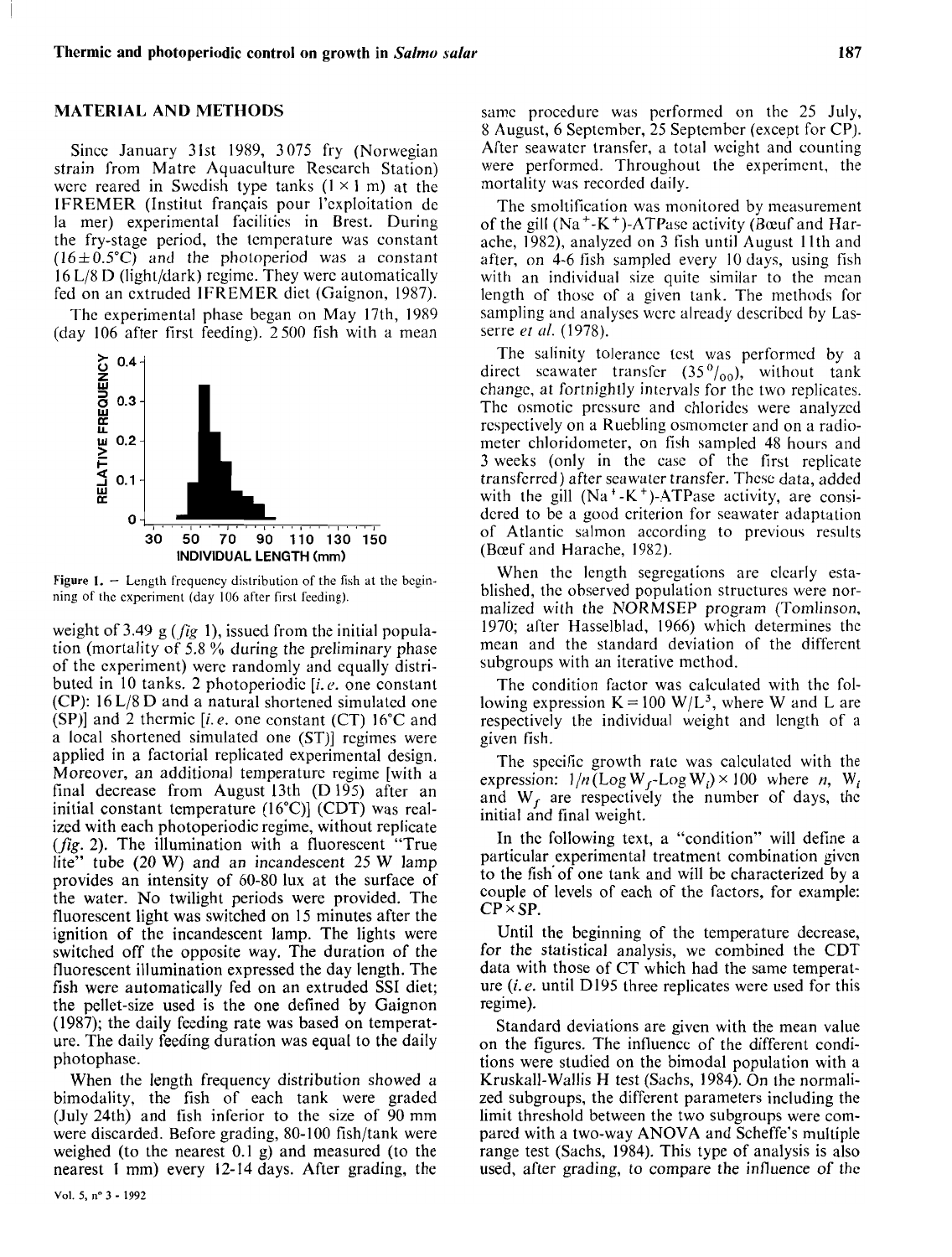## MATERIAL AND METHODS

Since January 31st 1989, 3 075 fry (Norwegian strain from Matre Aquaculture Research Station) were reared in Swedish type tanks (1 × 1 m) at the IFREMER (Institut français pour l'exploitation de la mer) experimental facilities in Brest. During the fry-stage period, the temperature was constant (16 ± 0.5°C) and the photoperiod was a constant 16 L/8 D (light/dark) regime. They were automatically fed on an extruded IFREMER diet (Gaignon, 1987).

The experimental phase began on May 17th, 1989 (day 106 after first feeding). 2 500 fish with a mean weight of 3.49 g (*fig* 1), issued from the initial population (mortality of 5.8 % during the preliminary phase of the experiment) were randomly and equally distributed in 10 tanks. 2 photoperiodic [*i.e.* one constant (CP): 16 L/8 D and a natural shortened simulated one (SP)] and 2 thermic [*i.e.* one constant (CT) 16°C and a local shortened simulated one (ST)] regimes were applied in a factorial replicated experimental design. Moreover, an additional temperature regime [with a final decrease from August 13th (D 195) after an initial constant temperature (16°C)] (CDT) was realized with each photoperiodic regime, without replicate (*fig.* 2). The illumination with a fluorescent "True lite" tube (20 W) and an incandescent 25 W lamp provides an intensity of 60-80 lux at the surface of the water. No twilight periods were provided. The fluorescent light was switched on 15 minutes after the ignition of the incandescent lamp. The lights were switched off the opposite way. The duration of the fluorescent illumination expressed the day length. The fish were automatically fed on an extruded SSI diet; the pellet-size used is the one defined by Gaignon (1987); the daily feeding rate was based on temperature. The daily feeding duration was equal to the daily photophase.

Figure 1. — Length frequency distribution of the fish at the beginning of the experiment (day 106 after first feeding).

When the length frequency distribution showed a bimodality, the fish of each tank were graded (July 24th) and fish inferior to the size of 90 mm were discarded. Before grading, 80-100 fish/tank were weighed (to the nearest 0.1 g) and measured (to the nearest 1 mm) every 12-14 days. After grading, the same procedure was performed on the 25 July, 8 August, 6 September, 25 September (except for CP). After seawater transfer, a total weight and counting were performed. Throughout the experiment, the mortality was recorded daily.

The smoltification was monitored by measurement of the gill ($Na^+$-$K^+$)-ATPase activity (Bœuf and Harache, 1982), analyzed on 3 fish until August 11th and after, on 4-6 fish sampled every 10 days, using fish with an individual size quite similar to the mean length of those of a given tank. The methods for sampling and analyses were already described by Lasserre *et al.* (1978).

The salinity tolerance test was performed by a direct seawater transfer (35 ‰), without tank change, at fortnightly intervals for the two replicates. The osmotic pressure and chlorides were analyzed respectively on a Ruebling osmometer and on a radiometer chloridometer, on fish sampled 48 hours and 3 weeks (only in the case of the first replicate transferred) after seawater transfer. These data, added with the gill ($Na^+$-$K^+$)-ATPase activity, are considered to be a good criterion for seawater adaptation of Atlantic salmon according to previous results (Bœuf and Harache, 1982).

When the length segregations are clearly established, the observed population structures were normalized with the NORMSEP program (Tomlinson, 1970; after Hasselblad, 1966) which determines the mean and the standard deviation of the different subgroups with an iterative method.

The condition factor was calculated with the following expression $K = 100\ W/L^3$, where W and L are respectively the individual weight and length of a given fish.

The specific growth rate was calculated with the expression: $1/n\,(\text{Log}\,W_f - \text{Log}\,W_i) \times 100$ where $n$, $W_i$ and $W_f$ are respectively the number of days, the initial and final weight.

In the following text, a "condition" will define a particular experimental treatment combination given to the fish of one tank and will be characterized by a couple of levels of each of the factors, for example: CP × SP.

Until the beginning of the temperature decrease, for the statistical analysis, we combined the CDT data with those of CT which had the same temperature (*i.e.* until D195 three replicates were used for this regime).

Standard deviations are given with the mean value on the figures. The influence of the different conditions were studied on the bimodal population with a Kruskall-Wallis H test (Sachs, 1984). On the normalized subgroups, the different parameters including the limit threshold between the two subgroups were compared with a two-way ANOVA and Scheffe's multiple range test (Sachs, 1984). This type of analysis is also used, after grading, to compare the influence of the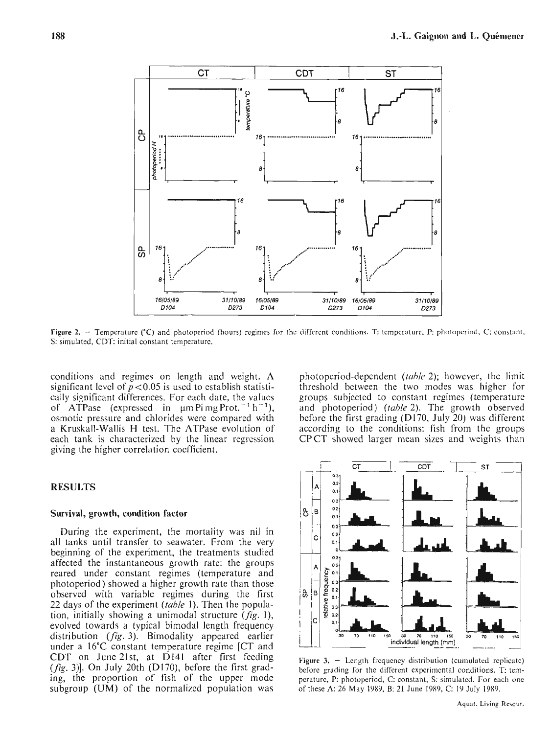Figure 2. – Temperature (°C) and photoperiod (hours) regimes for the different conditions. T: temperature, P: photoperiod, C: constant, S: simulated, CDT: initial constant temperature.

conditions and regimes on length and weight. A significant level of $p < 0.05$ is used to establish statistically significant differences. For each date, the values of ATPase (expressed in µm Pi mg Prot.$^{-1}$ h$^{-1}$), osmotic pressure and chlorides were compared with a Kruskall-Wallis H test. The ATPase evolution of each tank is characterized by the linear regression giving the higher correlation coefficient.

## RESULTS

### Survival, growth, condition factor

During the experiment, the mortality was nil in all tanks until transfer to seawater. From the very beginning of the experiment, the treatments studied affected the instantaneous growth rate: the groups reared under constant regimes (temperature and photoperiod) showed a higher growth rate than those observed with variable regimes during the first 22 days of the experiment (*table* 1). Then the population, initially showing a unimodal structure (*fig.* 1), evolved towards a typical bimodal length frequency distribution (*fig.* 3). Bimodality appeared earlier under a 16°C constant temperature regime [CT and CDT on June 21st, at D141 after first feeding (*fig.* 3)]. On July 20th (D170), before the first grading, the proportion of fish of the upper mode subgroup (UM) of the normalized population was photoperiod-dependent (*table* 2); however, the limit threshold between the two modes was higher for groups subjected to constant regimes (temperature and photoperiod) (*table* 2). The growth observed before the first grading (D170, July 20) was different according to the conditions: fish from the groups CP CT showed larger mean sizes and weights than

Figure 3. – Length frequency distribution (cumulated replicate) before grading for the different experimental conditions. T: temperature, P: photoperiod, C: constant, S: simulated. For each one of these A: 26 May 1989, B: 21 June 1989, C: 19 July 1989.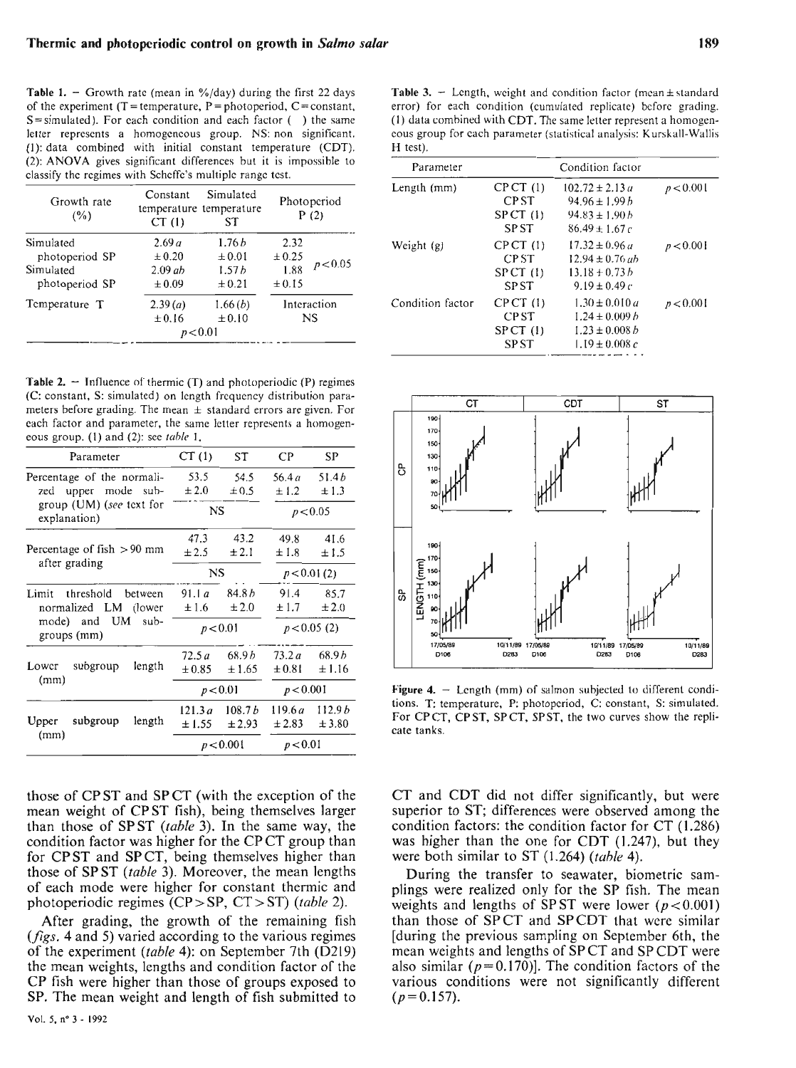**Table 1.** – Growth rate (mean in %/day) during the first 22 days of the experiment (T = temperature, P = photoperiod, C = constant, S = simulated). For each condition and each factor ( ) the same letter represents a homogeneous group. NS: non significant. (1): data combined with initial constant temperature (CDT). (2): ANOVA gives significant differences but it is impossible to classify the regimes with Scheffe's multiple range test.

| Growth rate (%) | Constant temperature CT (1) | Simulated temperature ST | Photoperiod P (2) |
|---|---|---|---|
| Simulated photoperiod SP | 2.69*a* ± 0.20 | 1.76*b* ± 0.01 | 2.32 ± 0.25 $p<0.05$ |
| Simulated photoperiod SP | 2.09*ab* ± 0.09 | 1.57*b* ± 0.21 | 1.88 ± 0.15 |
| Temperature T | 2.39(*a*) ± 0.16 | 1.66(*b*) ± 0.10 | Interaction NS |
| | $p<0.01$ | | |

**Table 2.** – Influence of thermic (T) and photoperiodic (P) regimes (C: constant, S: simulated) on length frequency distribution parameters before grading. The mean ± standard errors are given. For each factor and parameter, the same letter represents a homogeneous group. (1) and (2): see *table* 1.

| Parameter | CT (1) | ST | CP | SP |
|---|---|---|---|---|
| Percentage of the normalized upper mode subgroup (UM) (*see* text for explanation) | 53.5 ± 2.0 | 54.5 ± 0.5 | 56.4*a* ± 1.2 | 51.4*b* ± 1.3 |
| | NS | | $p<0.05$ | |
| Percentage of fish > 90 mm after grading | 47.3 ± 2.5 | 43.2 ± 2.1 | 49.8 ± 1.8 | 41.6 ± 1.5 |
| | NS | | $p<0.01$ (2) | |
| Limit threshold between normalized LM (lower mode) and UM subgroups (mm) | 91.1*a* ± 1.6 | 84.8*b* ± 2.0 | 91.4 ± 1.7 | 85.7 ± 2.0 |
| | $p<0.01$ | | $p<0.05$ (2) | |
| Lower subgroup length (mm) | 72.5*a* ± 0.85 | 68.9*b* ± 1.65 | 73.2*a* ± 0.81 | 68.9*b* ± 1.16 |
| | $p<0.01$ | | $p<0.001$ | |
| Upper subgroup length (mm) | 121.3*a* ± 1.55 | 108.7*b* ± 2.93 | 119.6*a* ± 2.83 | 112.9*b* ± 3.80 |
| | $p<0.001$ | | $p<0.01$ | |

**Table 3.** – Length, weight and condition factor (mean ± standard error) for each condition (cumulated replicate) before grading. (1) data combined with CDT. The same letter represent a homogeneous group for each parameter (statistical analysis: Kurskall-Wallis H test).

| Parameter | | Condition factor | |
|---|---|---|---|
| Length (mm) | CP CT (1) | 102.72 ± 2.13 *a* | $p<0.001$ |
| | CP ST | 94.96 ± 1.99 *b* | |
| | SP CT (1) | 94.83 ± 1.90 *b* | |
| | SP ST | 86.49 ± 1.67 *c* | |
| Weight (g) | CP CT (1) | 17.32 ± 0.96 *a* | $p<0.001$ |
| | CP ST | 12.94 ± 0.76 *ab* | |
| | SP CT (1) | 13.18 ± 0.73 *b* | |
| | SP ST | 9.19 ± 0.49 *c* | |
| Condition factor | CP CT (1) | 1.30 ± 0.010 *a* | $p<0.001$ |
| | CP ST | 1.24 ± 0.009 *b* | |
| | SP CT (1) | 1.23 ± 0.008 *b* | |
| | SP ST | 1.19 ± 0.008 *c* | |

**Figure 4.** – Length (mm) of salmon subjected to different conditions. T: temperature, P: photoperiod, C: constant, S: simulated. For CP CT, CP ST, SP CT, SP ST, the two curves show the replicate tanks.

those of CP ST and SP CT (with the exception of the mean weight of CP ST fish), being themselves larger than those of SP ST (*table* 3). In the same way, the condition factor was higher for the CP CT group than for CP ST and SP CT, being themselves higher than those of SP ST (*table* 3). Moreover, the mean lengths of each mode were higher for constant thermic and photoperiodic regimes (CP > SP, CT > ST) (*table* 2).

After grading, the growth of the remaining fish (*figs.* 4 and 5) varied according to the various regimes of the experiment (*table* 4): on September 7th (D219) the mean weights, lengths and condition factor of the CP fish were higher than those of groups exposed to SP. The mean weight and length of fish submitted to CT and CDT did not differ significantly, but were superior to ST; differences were observed among the condition factors: the condition factor for CT (1.286) was higher than the one for CDT (1.247), but they were both similar to ST (1.264) (*table* 4).

During the transfer to seawater, biometric samplings were realized only for the SP fish. The mean weights and lengths of SP ST were lower ($p<0.001$) than those of SP CT and SP CDT that were similar [during the previous sampling on September 6th, the mean weights and lengths of SP CT and SP CDT were also similar ($p=0.170$)]. The condition factors of the various conditions were not significantly different ($p=0.157$).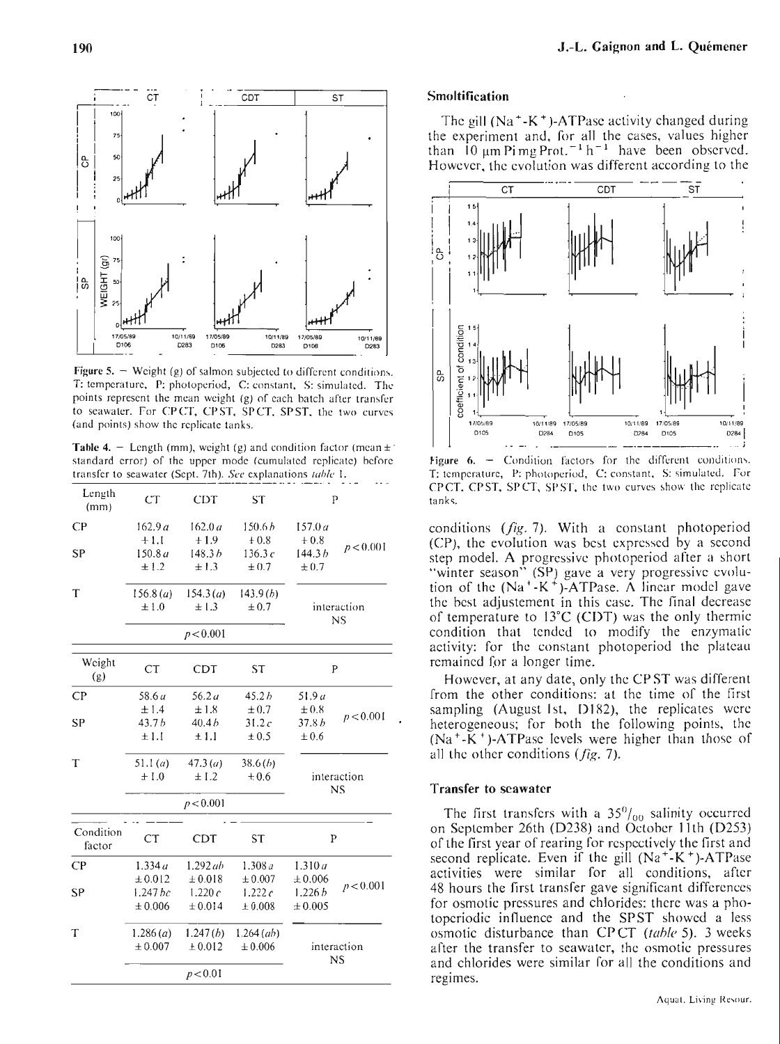Figure 5. — Weight (g) of salmon subjected to different conditions. T: temperature, P: photoperiod, C: constant, S: simulated. The points represent the mean weight (g) of each batch after transfer to seawater. For CPCT, CPST, SPCT, SPST, the two curves (and points) show the replicate tanks.

Table 4. — Length (mm), weight (g) and condition factor (mean ± standard error) of the upper mode (cumulated replicate) before transfer to seawater (Sept. 7th). *See* explanations *table* 1.

| Length (mm) | CT | CDT | ST | P | |
|---|---|---|---|---|---|
| CP | 162.9 *a* ± 1.1 | 162.0 *a* ± 1.9 | 150.6 *b* ± 0.8 | 157.0 *a* ± 0.8 | $p<0.001$ |
| SP | 150.8 *a* ± 1.2 | 148.3 *b* ± 1.3 | 136.3 *c* ± 0.7 | 144.3 *b* ± 0.7 | |
| T | 156.8 (*a*) ± 1.0 | 154.3 (*a*) ± 1.3 | 143.9 (*b*) ± 0.7 | interaction NS | |
| | $p<0.001$ | | | | |

| Weight (g) | CT | CDT | ST | P | |
|---|---|---|---|---|---|
| CP | 58.6 *a* ± 1.4 | 56.2 *a* ± 1.8 | 45.2 *b* ± 0.7 | 51.9 *a* ± 0.8 | $p<0.001$ |
| SP | 43.7 *b* ± 1.1 | 40.4 *b* ± 1.1 | 31.2 *c* ± 0.5 | 37.8 *b* ± 0.6 | |
| T | 51.1 (*a*) ± 1.0 | 47.3 (*a*) ± 1.2 | 38.6 (*b*) ± 0.6 | interaction NS | |
| | $p<0.001$ | | | | |

| Condition factor | CT | CDT | ST | P | |
|---|---|---|---|---|---|
| CP | 1.334 *a* ± 0.012 | 1.292 *ab* ± 0.018 | 1.308 *a* ± 0.007 | 1.310 *a* ± 0.006 | $p<0.001$ |
| SP | 1.247 *bc* ± 0.006 | 1.220 *c* ± 0.014 | 1.222 *c* ± 0.008 | 1.226 *b* ± 0.005 | |
| T | 1.286 (*a*) ± 0.007 | 1.247 (*b*) ± 0.012 | 1.264 (*ab*) ± 0.006 | interaction NS | |
| | $p<0.01$ | | | | |

## Smoltification

The gill ($Na^+$-$K^+$)-ATPase activity changed during the experiment and, for all the cases, values higher than 10 µm Pi mg Prot.$^{-1}$ h$^{-1}$ have been observed. However, the evolution was different according to the conditions (*fig.* 7). With a constant photoperiod (CP), the evolution was best expressed by a second step model. A progressive photoperiod after a short "winter season" (SP) gave a very progressive evolution of the ($Na^+$-$K^+$)-ATPase. A linear model gave the best adjustement in this case. The final decrease of temperature to 13°C (CDT) was the only thermic condition that tended to modify the enzymatic activity: for the constant photoperiod the plateau remained for a longer time.

Figure 6. — Condition factors for the different conditions. T: temperature, P: photoperiod, C: constant, S: simulated. For CPCT, CPST, SPCT, SPST, the two curves show the replicate tanks.

However, at any date, only the CPST was different from the other conditions: at the time of the first sampling (August 1st, D182), the replicates were heterogeneous; for both the following points, the ($Na^+$-$K^+$)-ATPase levels were higher than those of all the other conditions (*fig.* 7).

## Transfer to seawater

The first transfers with a 35‰ salinity occurred on September 26th (D238) and October 11th (D253) of the first year of rearing for respectively the first and second replicate. Even if the gill ($Na^+$-$K^+$)-ATPase activities were similar for all conditions, after 48 hours the first transfer gave significant differences for osmotic pressures and chlorides: there was a photoperiodic influence and the SPST showed a less osmotic disturbance than CPCT (*table* 5). 3 weeks after the transfer to seawater, the osmotic pressures and chlorides were similar for all the conditions and regimes.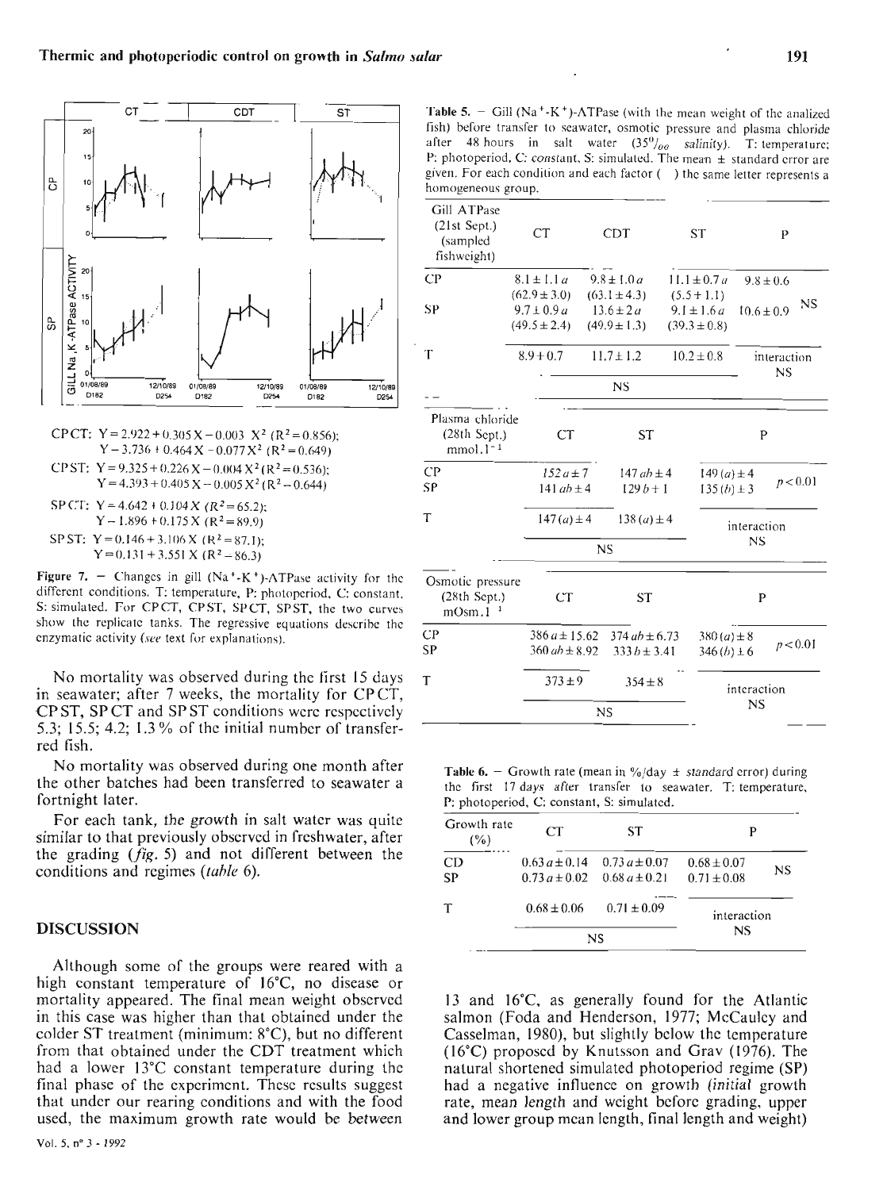CPCT: $Y = 2.922 + 0.305X - 0.003X^2$ ($R^2 = 0.856$);
$Y - 3.736 + 0.464X - 0.077X^2$ ($R^2 = 0.649$)

CPST: $Y = 9.325 + 0.226X - 0.004X^2$ ($R^2 = 0.536$);
$Y = 4.393 + 0.405X - 0.005X^2$ ($R^2 - 0.644$)

SPCT: $Y = 4.642 + 0.104X$ ($R^2 = 65.2$);
$Y - 1.896 + 0.175X$ ($R^2 = 89.9$)

SPST: $Y = 0.146 + 3.106X$ ($R^2 = 87.1$);
$Y = 0.131 + 3.551X$ ($R^2 - 86.3$)

**Figure 7.** — Changes in gill ($Na^+$-$K^+$)-ATPase activity for the different conditions. T: temperature, P: photoperiod, C: constant, S: simulated. For CPCT, CPST, SPCT, SPST, the two curves show the replicate tanks. The regressive equations describe the enzymatic activity (*see* text for explanations).

No mortality was observed during the first 15 days in seawater; after 7 weeks, the mortality for CPCT, CPST, SPCT and SPST conditions were respectively 5.3; 15.5; 4.2; 1.3 % of the initial number of transferred fish.

No mortality was observed during one month after the other batches had been transferred to seawater a fortnight later.

For each tank, the growth in salt water was quite similar to that previously observed in freshwater, after the grading (*fig.* 5) and not different between the conditions and regimes (*table* 6).

## DISCUSSION

Although some of the groups were reared with a high constant temperature of 16°C, no disease or mortality appeared. The final mean weight observed in this case was higher than that obtained under the colder ST treatment (minimum: 8°C), but no different from that obtained under the CDT treatment which had a lower 13°C constant temperature during the final phase of the experiment. These results suggest that under our rearing conditions and with the food used, the maximum growth rate would be between 13 and 16°C, as generally found for the Atlantic salmon (Foda and Henderson, 1977; McCauley and Casselman, 1980), but slightly below the temperature (16°C) proposed by Knutsson and Grav (1976). The natural shortened simulated photoperiod regime (SP) had a negative influence on growth (initial growth rate, mean length and weight before grading, upper and lower group mean length, final length and weight)

**Table 5.** — Gill ($Na^+$-$K^+$)-ATPase (with the mean weight of the analized fish) before transfer to seawater, osmotic pressure and plasma chloride after 48 hours in salt water (35‰ salinity). T: temperature; P: photoperiod, C: constant, S: simulated. The mean ± standard error are given. For each condition and each factor ( ) the same letter represents a homogeneous group.

| Gill ATPase (21st Sept.) (sampled fishweight) | CT | CDT | ST | P |
|---|---|---|---|---|
| CP | 8.1 ± 1.1 *a* (62.9 ± 3.0) | 9.8 ± 1.0 *a* (63.1 ± 4.3) | 11.1 ± 0.7 *a* (5.5 + 1.1) | 9.8 ± 0.6 |
| SP | 9.7 ± 0.9 *a* (49.5 ± 2.4) | 13.6 ± 2 *a* (49.9 ± 1.3) | 9.1 ± 1.6 *a* (39.3 ± 0.8) | 10.6 ± 0.9 NS |
| T | 8.9 + 0.7 | 11.7 ± 1.2 | 10.2 ± 0.8 | interaction NS |
| | NS | | | |

| Plasma chloride (28th Sept.) mmol.l⁻¹ | CT | ST | P | |
|---|---|---|---|---|
| CP | 152 *a* ± 7 | 147 *ab* ± 4 | 149 (*a*) ± 4 | $p < 0.01$ |
| SP | 141 *ab* ± 4 | 129 *b* + 1 | 135 (*b*) ± 3 | |
| T | 147 (*a*) ± 4 | 138 (*a*) ± 4 | interaction NS | |
| | NS | | | |

| Osmotic pressure (28th Sept.) mOsm.l⁻¹ | CT | ST | P | |
|---|---|---|---|---|
| CP | 386 *a* ± 15.62 | 374 *ab* ± 6.73 | 380 (*a*) ± 8 | $p < 0.01$ |
| SP | 360 *ab* ± 8.92 | 333 *b* ± 3.41 | 346 (*b*) ± 6 | |
| T | 373 ± 9 | 354 ± 8 | interaction NS | |
| | NS | | | |

**Table 6.** — Growth rate (mean in %/day ± standard error) during the first 17 days after transfer to seawater. T: temperature, P: photoperiod, C: constant, S: simulated.

| Growth rate (%) | CT | ST | P | |
|---|---|---|---|---|
| CD | 0.63 *a* ± 0.14 | 0.73 *a* ± 0.07 | 0.68 ± 0.07 | NS |
| SP | 0.73 *a* ± 0.02 | 0.68 *a* ± 0.21 | 0.71 ± 0.08 | |
| T | 0.68 ± 0.06 | 0.71 ± 0.09 | interaction NS | |
| | NS | | | |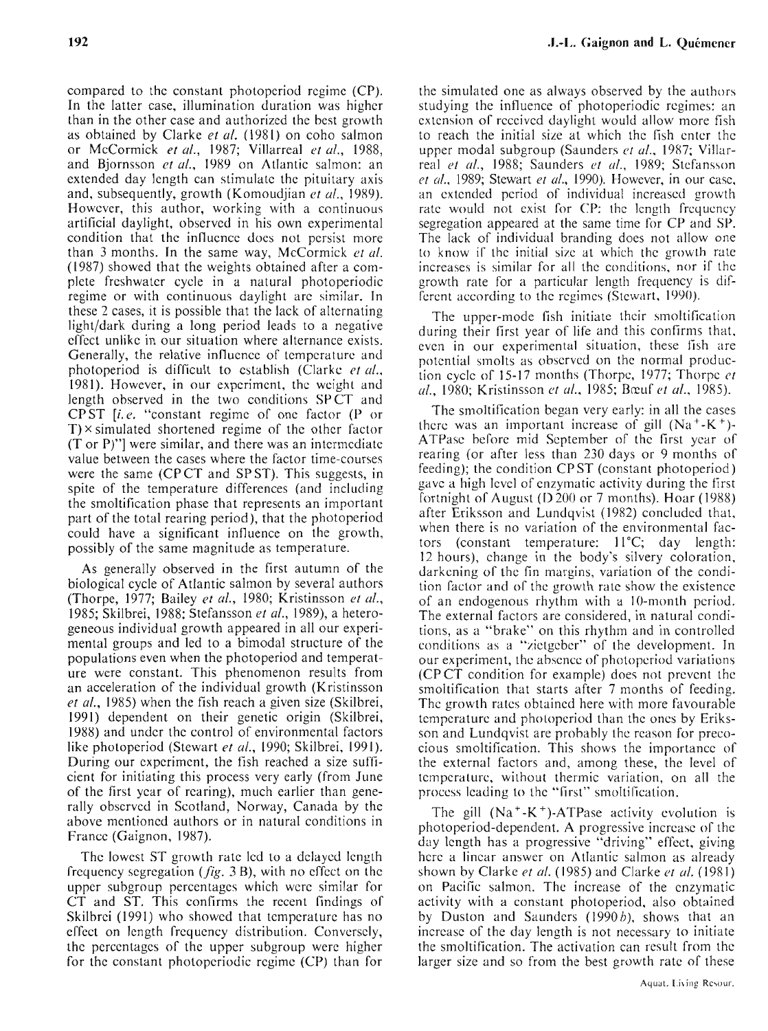compared to the constant photoperiod regime (CP). In the latter case, illumination duration was higher than in the other case and authorized the best growth as obtained by Clarke *et al.* (1981) on coho salmon or McCormick *et al.*, 1987; Villarreal *et al.*, 1988, and Bjornsson *et al.*, 1989 on Atlantic salmon: an extended day length can stimulate the pituitary axis and, subsequently, growth (Komoudjian *et al.*, 1989). However, this author, working with a continuous artificial daylight, observed in his own experimental condition that the influence does not persist more than 3 months. In the same way, McCormick *et al.* (1987) showed that the weights obtained after a complete freshwater cycle in a natural photoperiodic regime or with continuous daylight are similar. In these 2 cases, it is possible that the lack of alternating light/dark during a long period leads to a negative effect unlike in our situation where alternance exists. Generally, the relative influence of temperature and photoperiod is difficult to establish (Clarke *et al.*, 1981). However, in our experiment, the weight and length observed in the two conditions SP CT and CP ST [*i.e.* "constant regime of one factor (P or T) × simulated shortened regime of the other factor (T or P)"] were similar, and there was an intermediate value between the cases where the factor time-courses were the same (CP CT and SP ST). This suggests, in spite of the temperature differences (and including the smoltification phase that represents an important part of the total rearing period), that the photoperiod could have a significant influence on the growth, possibly of the same magnitude as temperature.

As generally observed in the first autumn of the biological cycle of Atlantic salmon by several authors (Thorpe, 1977; Bailey *et al.*, 1980; Kristinsson *et al.*, 1985; Skilbrei, 1988; Stefansson *et al.*, 1989), a heterogeneous individual growth appeared in all our experimental groups and led to a bimodal structure of the populations even when the photoperiod and temperature were constant. This phenomenon results from an acceleration of the individual growth (Kristinsson *et al.*, 1985) when the fish reach a given size (Skilbrei, 1991) dependent on their genetic origin (Skilbrei, 1988) and under the control of environmental factors like photoperiod (Stewart *et al.*, 1990; Skilbrei, 1991). During our experiment, the fish reached a size sufficient for initiating this process very early (from June of the first year of rearing), much earlier than generally observed in Scotland, Norway, Canada by the above mentioned authors or in natural conditions in France (Gaignon, 1987).

The lowest ST growth rate led to a delayed length frequency segregation (*fig.* 3 B), with no effect on the upper subgroup percentages which were similar for CT and ST. This confirms the recent findings of Skilbrei (1991) who showed that temperature has no effect on length frequency distribution. Conversely, the percentages of the upper subgroup were higher for the constant photoperiodic regime (CP) than for the simulated one as always observed by the authors studying the influence of photoperiodic regimes: an extension of received daylight would allow more fish to reach the initial size at which the fish enter the upper modal subgroup (Saunders *et al.*, 1987; Villarreal *et al.*, 1988; Saunders *et al.*, 1989; Stefansson *et al.*, 1989; Stewart *et al.*, 1990). However, in our case, an extended period of individual increased growth rate would not exist for CP: the length frequency segregation appeared at the same time for CP and SP. The lack of individual branding does not allow one to know if the initial size at which the growth rate increases is similar for all the conditions, nor if the growth rate for a particular length frequency is different according to the regimes (Stewart, 1990).

The upper-mode fish initiate their smoltification during their first year of life and this confirms that, even in our experimental situation, these fish are potential smolts as observed on the normal production cycle of 15-17 months (Thorpe, 1977; Thorpe *et al.*, 1980; Kristinsson *et al.*, 1985; Bœuf *et al.*, 1985).

The smoltification began very early: in all the cases there was an important increase of gill ($Na^+$-$K^+$)-ATPase before mid September of the first year of rearing (or after less than 230 days or 9 months of feeding); the condition CP ST (constant photoperiod) gave a high level of enzymatic activity during the first fortnight of August (D 200 or 7 months). Hoar (1988) after Eriksson and Lundqvist (1982) concluded that, when there is no variation of the environmental factors (constant temperature: 11°C; day length: 12 hours), change in the body's silvery coloration, darkening of the fin margins, variation of the condition factor and of the growth rate show the existence of an endogenous rhythm with a 10-month period. The external factors are considered, in natural conditions, as a "brake" on this rhythm and in controlled conditions as a "zietgeber" of the development. In our experiment, the absence of photoperiod variations (CP CT condition for example) does not prevent the smoltification that starts after 7 months of feeding. The growth rates obtained here with more favourable temperature and photoperiod than the ones by Eriksson and Lundqvist are probably the reason for precocious smoltification. This shows the importance of the external factors and, among these, the level of temperature, without thermic variation, on all the process leading to the "first" smoltification.

The gill ($Na^+$-$K^+$)-ATPase activity evolution is photoperiod-dependent. A progressive increase of the day length has a progressive "driving" effect, giving here a linear answer on Atlantic salmon as already shown by Clarke *et al.* (1985) and Clarke *et al.* (1981) on Pacific salmon. The increase of the enzymatic activity with a constant photoperiod, also obtained by Duston and Saunders (1990*b*), shows that an increase of the day length is not necessary to initiate the smoltification. The activation can result from the larger size and so from the best growth rate of these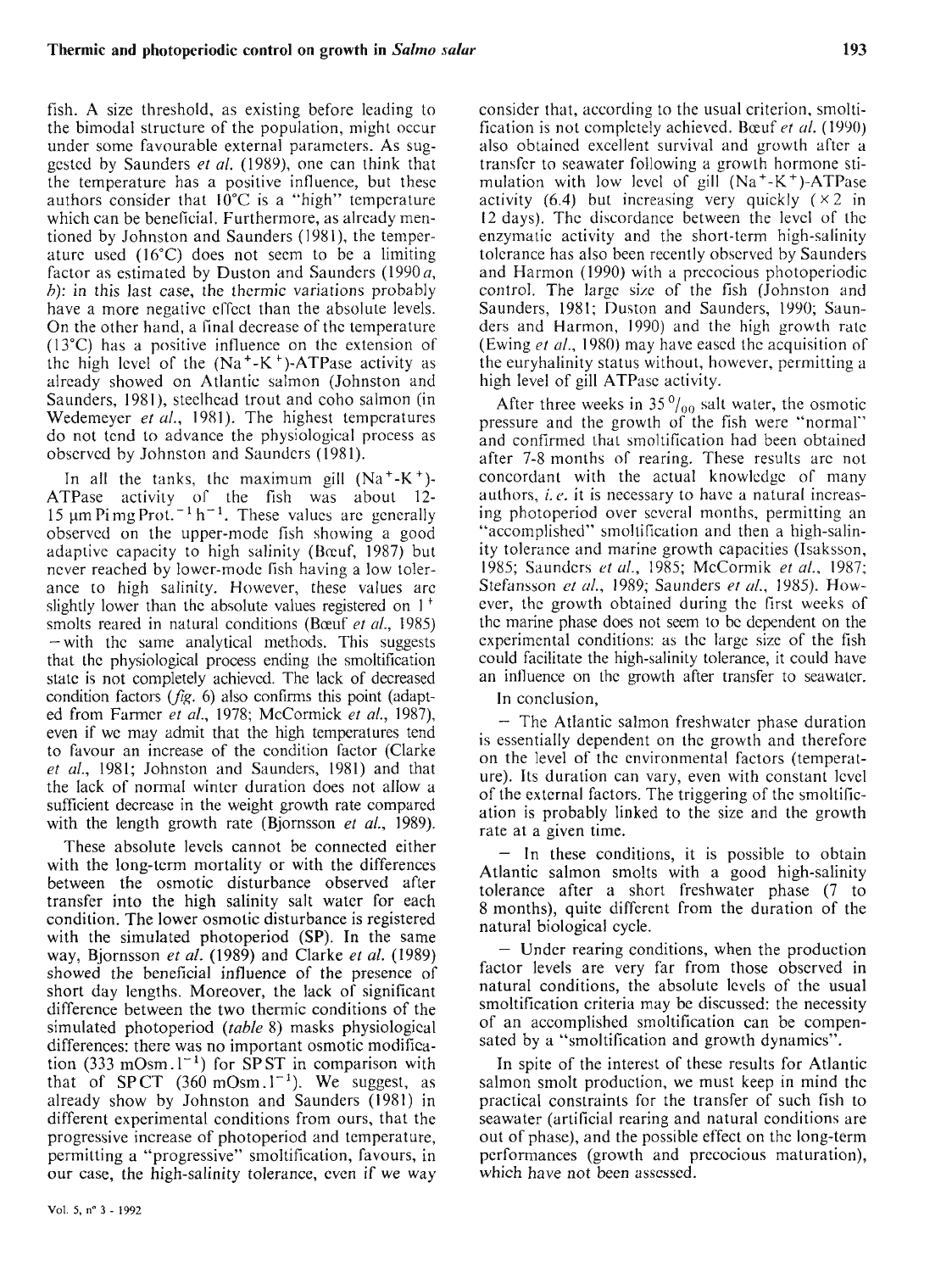fish. A size threshold, as existing before leading to the bimodal structure of the population, might occur under some favourable external parameters. As suggested by Saunders *et al.* (1989), one can think that the temperature has a positive influence, but these authors consider that 10°C is a "high" temperature which can be beneficial. Furthermore, as already mentioned by Johnston and Saunders (1981), the temperature used (16°C) does not seem to be a limiting factor as estimated by Duston and Saunders (1990 *a*, *b*): in this last case, the thermic variations probably have a more negative effect than the absolute levels. On the other hand, a final decrease of the temperature (13°C) has a positive influence on the extension of the high level of the ($Na^+$-$K^+$)-ATPase activity as already showed on Atlantic salmon (Johnston and Saunders, 1981), steelhead trout and coho salmon (in Wedemeyer *et al.*, 1981). The highest temperatures do not tend to advance the physiological process as observed by Johnston and Saunders (1981).

In all the tanks, the maximum gill ($Na^+$-$K^+$)-ATPase activity of the fish was about 12-15 μm Pi mg Prot.$^{-1}$ h$^{-1}$. These values are generally observed on the upper-mode fish showing a good adaptive capacity to high salinity (Bœuf, 1987) but never reached by lower-mode fish having a low tolerance to high salinity. However, these values are slightly lower than the absolute values registered on 1$^+$ smolts reared in natural conditions (Bœuf *et al.*, 1985) – with the same analytical methods. This suggests that the physiological process ending the smoltification state is not completely achieved. The lack of decreased condition factors (*fig.* 6) also confirms this point (adapted from Farmer *et al.*, 1978; McCormick *et al.*, 1987), even if we may admit that the high temperatures tend to favour an increase of the condition factor (Clarke *et al.*, 1981; Johnston and Saunders, 1981) and that the lack of normal winter duration does not allow a sufficient decrease in the weight growth rate compared with the length growth rate (Bjornsson *et al.*, 1989).

These absolute levels cannot be connected either with the long-term mortality or with the differences between the osmotic disturbance observed after transfer into the high salinity salt water for each condition. The lower osmotic disturbance is registered with the simulated photoperiod (SP). In the same way, Bjornsson *et al.* (1989) and Clarke *et al.* (1989) showed the beneficial influence of the presence of short day lengths. Moreover, the lack of significant difference between the two thermic conditions of the simulated photoperiod (*table* 8) masks physiological differences: there was no important osmotic modification (333 mOsm.l$^{-1}$) for SP ST in comparison with that of SP CT (360 mOsm.l$^{-1}$). We suggest, as already show by Johnston and Saunders (1981) in different experimental conditions from ours, that the progressive increase of photoperiod and temperature, permitting a "progressive" smoltification, favours, in our case, the high-salinity tolerance, even if we way consider that, according to the usual criterion, smoltification is not completely achieved. Bœuf *et al.* (1990) also obtained excellent survival and growth after a transfer to seawater following a growth hormone stimulation with low level of gill ($Na^+$-$K^+$)-ATPase activity (6.4) but increasing very quickly (×2 in 12 days). The discordance between the level of the enzymatic activity and the short-term high-salinity tolerance has also been recently observed by Saunders and Harmon (1990) with a precocious photoperiodic control. The large size of the fish (Johnston and Saunders, 1981; Duston and Saunders, 1990; Saunders and Harmon, 1990) and the high growth rate (Ewing *et al.*, 1980) may have eased the acquisition of the euryhalinity status without, however, permitting a high level of gill ATPase activity.

After three weeks in 35 ‰ salt water, the osmotic pressure and the growth of the fish were "normal" and confirmed that smoltification had been obtained after 7-8 months of rearing. These results are not concordant with the actual knowledge of many authors, *i.e.* it is necessary to have a natural increasing photoperiod over several months, permitting an "accomplished" smoltification and then a high-salinity tolerance and marine growth capacities (Isaksson, 1985; Saunders *et al.*, 1985; McCormik *et al.*, 1987; Stefansson *et al.*, 1989; Saunders *et al.*, 1985). However, the growth obtained during the first weeks of the marine phase does not seem to be dependent on the experimental conditions: as the large size of the fish could facilitate the high-salinity tolerance, it could have an influence on the growth after transfer to seawater.

In conclusion,

– The Atlantic salmon freshwater phase duration is essentially dependent on the growth and therefore on the level of the environmental factors (temperature). Its duration can vary, even with constant level of the external factors. The triggering of the smoltification is probably linked to the size and the growth rate at a given time.

– In these conditions, it is possible to obtain Atlantic salmon smolts with a good high-salinity tolerance after a short freshwater phase (7 to 8 months), quite different from the duration of the natural biological cycle.

– Under rearing conditions, when the production factor levels are very far from those observed in natural conditions, the absolute levels of the usual smoltification criteria may be discussed: the necessity of an accomplished smoltification can be compensated by a "smoltification and growth dynamics".

In spite of the interest of these results for Atlantic salmon smolt production, we must keep in mind the practical constraints for the transfer of such fish to seawater (artificial rearing and natural conditions are out of phase), and the possible effect on the long-term performances (growth and precocious maturation), which have not been assessed.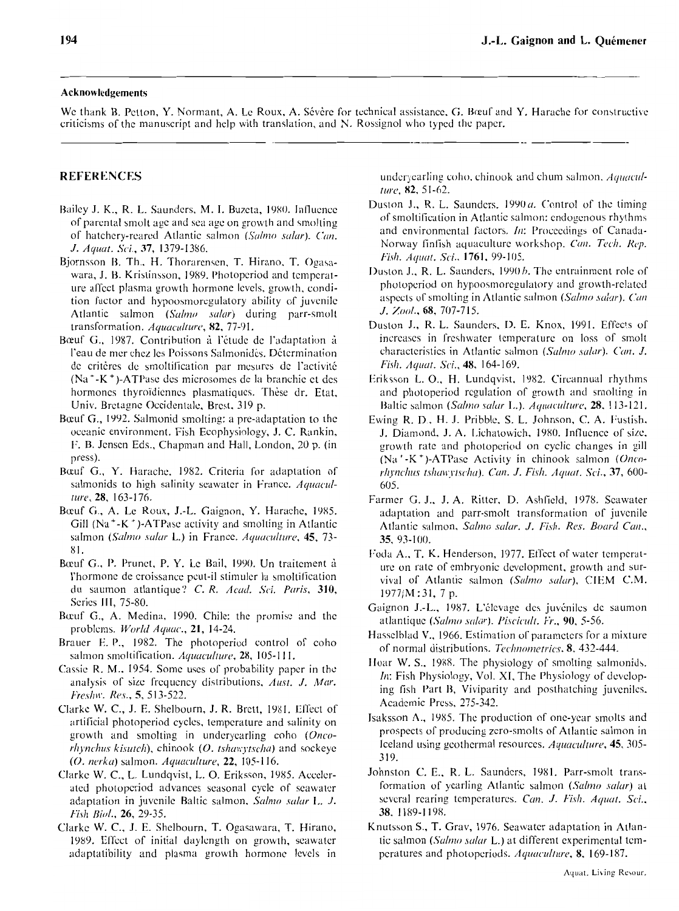### Acknowledgements

We thank B. Petton, Y. Normant, A. Le Roux, A. Sévère for technical assistance, G. Bœuf and Y. Harache for constructive criticisms of the manuscript and help with translation, and N. Rossignol who typed the paper.

## REFERENCES

Bailey J. K., R. L. Saunders, M. I. Buzeta, 1980. Influence of parental smolt age and sea age on growth and smolting of hatchery-reared Atlantic salmon (*Salmo salar*). *Can. J. Aquat. Sci.*, **37**, 1379-1386.

Bjornsson B. Th., H. Thorarensen, T. Hirano, T. Ogasawara, J. B. Kristinsson, 1989. Photoperiod and temperature affect plasma growth hormone levels, growth, condition factor and hypoosmoregulatory ability of juvenile Atlantic salmon (*Salmo salar*) during parr-smolt transformation. *Aquaculture*, **82**, 77-91.

Bœuf G., 1987. Contribution à l'étude de l'adaptation à l'eau de mer chez les Poissons Salmonidés. Détermination de critères de smoltification par mesures de l'activité ($Na^+$-$K^+$)-ATPase des microsomes de la branchie et des hormones thyroïdiennes plasmatiques. Thèse dr. Etat, Univ. Bretagne Occidentale, Brest, 319 p.

Bœuf G., 1992. Salmonid smolting: a pre-adaptation to the oceanic environment. Fish Ecophysiology, J. C. Rankin, F. B. Jensen Eds., Chapman and Hall, London, 20 p. (in press).

Bœuf G., Y. Harache, 1982. Criteria for adaptation of salmonids to high salinity seawater in France. *Aquaculture*, **28**, 163-176.

Bœuf G., A. Le Roux, J.-L. Gaignon, Y. Harache, 1985. Gill ($Na^+$-$K^+$)-ATPase activity and smolting in Atlantic salmon (*Salmo salar* L.) in France. *Aquaculture*, **45**, 73-81.

Bœuf G., P. Prunet, P. Y. Le Bail, 1990. Un traitement à l'hormone de croissance peut-il stimuler la smoltification du saumon atlantique? *C. R. Acad. Sci. Paris*, **310**, Series III, 75-80.

Bœuf G., A. Medina, 1990. Chile: the promise and the problems. *World Aquac.*, **21**, 14-24.

Brauer E. P., 1982. The photoperiod control of coho salmon smoltification. *Aquaculture*, **28**, 105-111.

Cassie R. M., 1954. Some uses of probability paper in the analysis of size frequency distributions. *Aust. J. Mar. Freshw. Res.*, **5**, 513-522.

Clarke W. C., J. E. Shelbourn, J. R. Brett, 1981. Effect of artificial photoperiod cycles, temperature and salinity on growth and smolting in underyearling coho (*Oncorhynchus kisutch*), chinook (*O. tshawytscha*) and sockeye (*O. nerka*) salmon. *Aquaculture*, **22**, 105-116.

Clarke W. C., L. Lundqvist, L. O. Eriksson, 1985. Accelerated photoperiod advances seasonal cycle of seawater adaptation in juvenile Baltic salmon, *Salmo salar* L. *J. Fish Biol.*, **26**, 29-35.

Clarke W. C., J. E. Shelbourn, T. Ogasawara, T. Hirano, 1989. Effect of initial daylength on growth, seawater adaptatibility and plasma growth hormone levels in underyearling coho, chinook and chum salmon. *Aquaculture*, **82**, 51-62.

Duston J., R. L. Saunders, 1990*a*. Control of the timing of smoltification in Atlantic salmon: endogenous rhythms and environmental factors. *In*: Proceedings of Canada-Norway finfish aquaculture workshop. *Can. Tech. Rep. Fish. Aquat. Sci.*, **1761**, 99-105.

Duston J., R. L. Saunders, 1990*b*. The entrainment role of photoperiod on hypoosmoregulatory and growth-related aspects of smolting in Atlantic salmon (*Salmo salar*). *Can J. Zool.*, **68**, 707-715.

Duston J., R. L. Saunders, D. E. Knox, 1991. Effects of increases in freshwater temperature on loss of smolt characteristics in Atlantic salmon (*Salmo salar*). *Can. J. Fish. Aquat. Sci.*, **48**, 164-169.

Eriksson L. O., H. Lundqvist, 1982. Circannual rhythms and photoperiod regulation of growth and smolting in Baltic salmon (*Salmo salar* L.). *Aquaculture*, **28**, 113-121.

Ewing R. D., H. J. Pribble, S. L. Johnson, C. A. Fustish, J. Diamond, J. A. Lichatowich, 1980. Influence of size, growth rate and photoperiod on cyclic changes in gill ($Na^+$-$K^+$)-ATPase Activity in chinook salmon (*Oncorhynchus tshawytscha*). *Can. J. Fish. Aquat. Sci.*, **37**, 600-605.

Farmer G. J., J. A. Ritter, D. Ashfield, 1978. Seawater adaptation and parr-smolt transformation of juvenile Atlantic salmon, *Salmo salar*. *J. Fish. Res. Board Can.*, **35**, 93-100.

Foda A., T. K. Henderson, 1977. Effect of water temperature on rate of embryonic development, growth and survival of Atlantic salmon (*Salmo salar*). CIEM C.M. 1977/M:31, 7 p.

Gaignon J.-L., 1987. L'élevage des juvéniles de saumon atlantique (*Salmo salar*). *Piscicult. Fr.*, **90**, 5-56.

Hasselblad V., 1966. Estimation of parameters for a mixture of normal distributions. *Technometrics*, **8**, 432-444.

Hoar W. S., 1988. The physiology of smolting salmonids. *In*: Fish Physiology, Vol. XI, The Physiology of developing fish Part B, Viviparity and posthatching juveniles. Academic Press, 275-342.

Isaksson A., 1985. The production of one-year smolts and prospects of producing zero-smolts of Atlantic salmon in Iceland using geothermal resources. *Aquaculture*, **45**, 305-319.

Johnston C. E., R. L. Saunders, 1981. Parr-smolt transformation of yearling Atlantic salmon (*Salmo salar*) at several rearing temperatures. *Can. J. Fish. Aquat. Sci.*, **38**, 1189-1198.

Knutsson S., T. Grav, 1976. Seawater adaptation in Atlantic salmon (*Salmo salar* L.) at different experimental temperatures and photoperiods. *Aquaculture*, **8**, 169-187.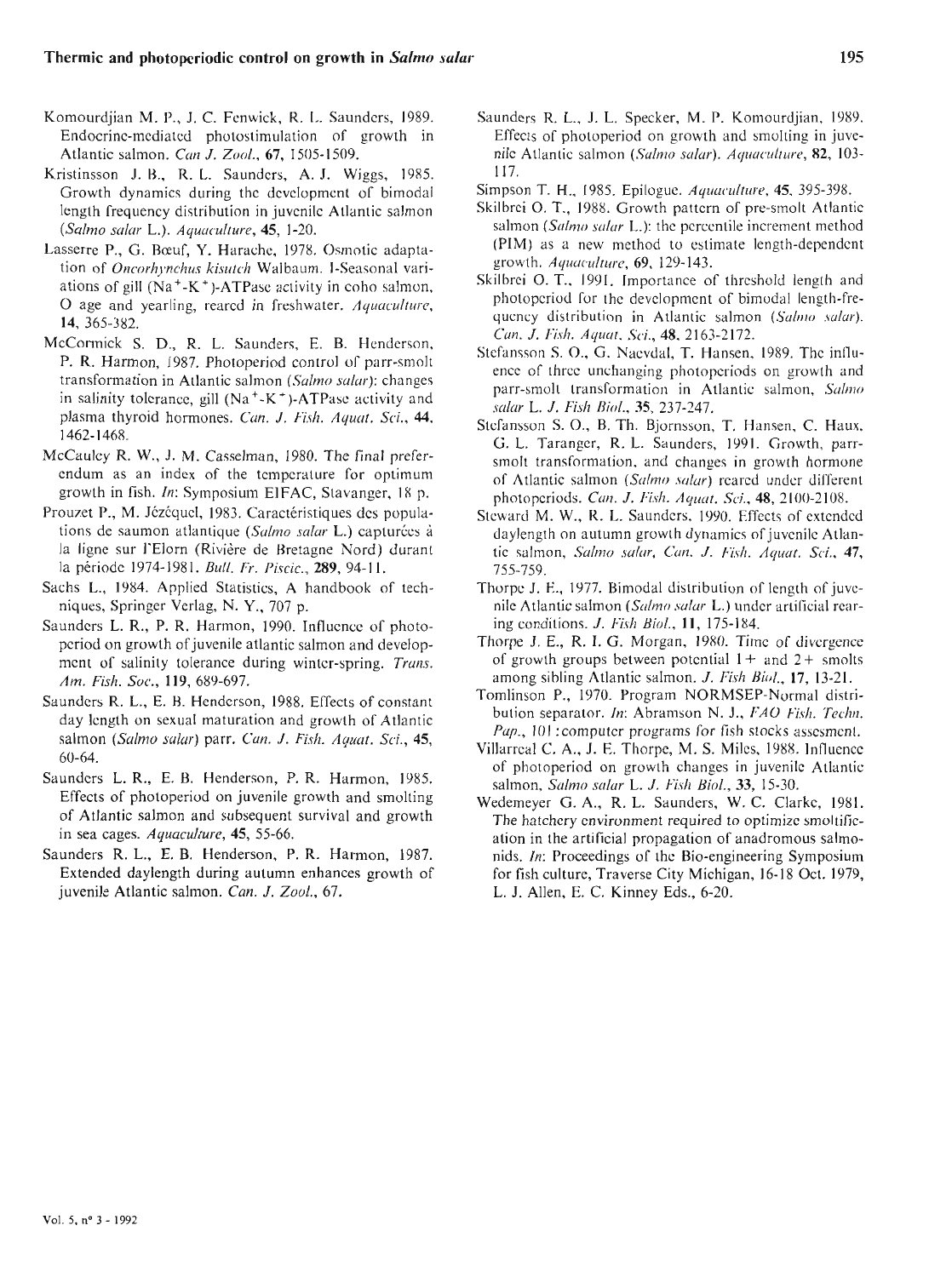Komourdjian M. P., J. C. Fenwick, R. L. Saunders, 1989. Endocrine-mediated photostimulation of growth in Atlantic salmon. *Can J. Zool.*, **67**, 1505-1509.

Kristinsson J. B., R. L. Saunders, A. J. Wiggs, 1985. Growth dynamics during the development of bimodal length frequency distribution in juvenile Atlantic salmon (*Salmo salar* L.). *Aquaculture*, **45**, 1-20.

Lasserre P., G. Bœuf, Y. Harache, 1978. Osmotic adaptation of *Oncorhynchus kisutch* Walbaum. I-Seasonal variations of gill ($Na^+$-$K^+$)-ATPase activity in coho salmon, O age and yearling, reared in freshwater. *Aquaculture*, **14**, 365-382.

McCormick S. D., R. L. Saunders, E. B. Henderson, P. R. Harmon, 1987. Photoperiod control of parr-smolt transformation in Atlantic salmon (*Salmo salar*): changes in salinity tolerance, gill ($Na^+$-$K^+$)-ATPase activity and plasma thyroid hormones. *Can. J. Fish. Aquat. Sci.*, **44**, 1462-1468.

McCauley R. W., J. M. Casselman, 1980. The final preferendum as an index of the temperature for optimum growth in fish. *In*: Symposium EIFAC, Stavanger, 18 p.

Prouzet P., M. Jézéquel, 1983. Caractéristiques des populations de saumon atlantique (*Salmo salar* L.) capturées à la ligne sur l'Elorn (Rivière de Bretagne Nord) durant la période 1974-1981. *Bull. Fr. Piscic.*, **289**, 94-11.

Sachs L., 1984. Applied Statistics, A handbook of techniques, Springer Verlag, N. Y., 707 p.

Saunders L. R., P. R. Harmon, 1990. Influence of photoperiod on growth of juvenile atlantic salmon and development of salinity tolerance during winter-spring. *Trans. Am. Fish. Soc.*, **119**, 689-697.

Saunders R. L., E. B. Henderson, 1988. Effects of constant day length on sexual maturation and growth of Atlantic salmon (*Salmo salar*) parr. *Can. J. Fish. Aquat. Sci.*, **45**, 60-64.

Saunders L. R., E. B. Henderson, P. R. Harmon, 1985. Effects of photoperiod on juvenile growth and smolting of Atlantic salmon and subsequent survival and growth in sea cages. *Aquaculture*, **45**, 55-66.

Saunders R. L., E. B. Henderson, P. R. Harmon, 1987. Extended daylength during autumn enhances growth of juvenile Atlantic salmon. *Can. J. Zool.*, **67**.

Saunders R. L., J. L. Specker, M. P. Komourdjian, 1989. Effects of photoperiod on growth and smolting in juvenile Atlantic salmon (*Salmo salar*). *Aquaculture*, **82**, 103-117.

Simpson T. H., 1985. Epilogue. *Aquaculture*, **45**, 395-398.

Skilbrei O. T., 1988. Growth pattern of pre-smolt Atlantic salmon (*Salmo salar* L.): the percentile increment method (PIM) as a new method to estimate length-dependent growth. *Aquaculture*, **69**, 129-143.

Skilbrei O. T., 1991. Importance of threshold length and photoperiod for the development of bimodal length-frequency distribution in Atlantic salmon (*Salmo salar*). *Can. J. Fish. Aquat. Sci.*, **48**, 2163-2172.

Stefansson S. O., G. Naevdal, T. Hansen, 1989. The influence of three unchanging photoperiods on growth and parr-smolt transformation in Atlantic salmon, *Salmo salar* L. *J. Fish Biol.*, **35**, 237-247.

Stefansson S. O., B. Th. Bjornsson, T. Hansen, C. Haux, G. L. Taranger, R. L. Saunders, 1991. Growth, parr-smolt transformation, and changes in growth hormone of Atlantic salmon (*Salmo salar*) reared under different photoperiods. *Can. J. Fish. Aquat. Sci.*, **48**, 2100-2108.

Steward M. W., R. L. Saunders, 1990. Effects of extended daylength on autumn growth dynamics of juvenile Atlantic salmon, *Salmo salar*, *Can. J. Fish. Aquat. Sci.*, **47**, 755-759.

Thorpe J. E., 1977. Bimodal distribution of length of juvenile Atlantic salmon (*Salmo salar* L.) under artificial rearing conditions. *J. Fish Biol.*, **11**, 175-184.

Thorpe J. E., R. I. G. Morgan, 1980. Time of divergence of growth groups between potential 1+ and 2+ smolts among sibling Atlantic salmon. *J. Fish Biol.*, **17**, 13-21.

Tomlinson P., 1970. Program NORMSEP-Normal distribution separator. *In*: Abramson N. J., *FAO Fish. Techn. Pap.*, **101**: computer programs for fish stocks assesment.

Villarreal C. A., J. E. Thorpe, M. S. Miles, 1988. Influence of photoperiod on growth changes in juvenile Atlantic salmon, *Salmo salar* L. *J. Fish Biol.*, **33**, 15-30.

Wedemeyer G. A., R. L. Saunders, W. C. Clarke, 1981. The hatchery environment required to optimize smoltification in the artificial propagation of anadromous salmonids. *In*: Proceedings of the Bio-engineering Symposium for fish culture, Traverse City Michigan, 16-18 Oct. 1979, L. J. Allen, E. C. Kinney Eds., 6-20.